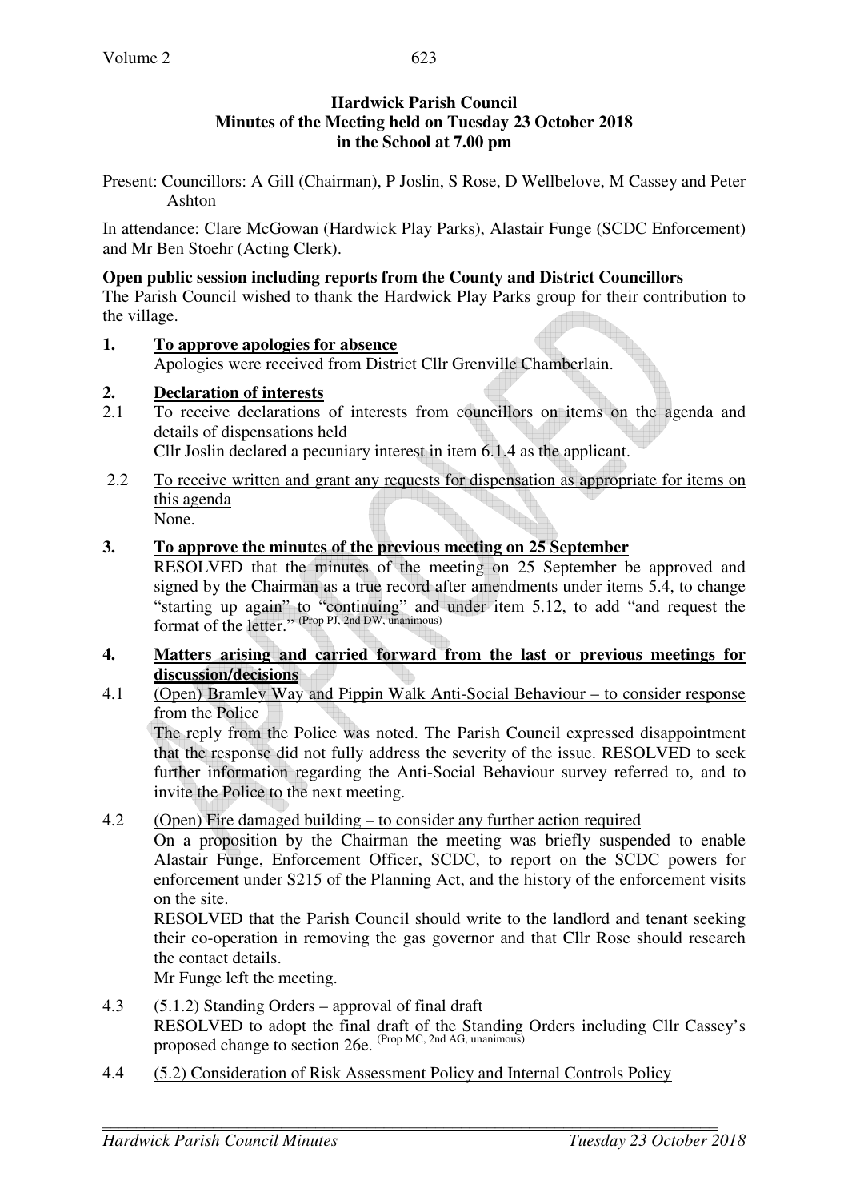**Hardwick Parish Council**
**Minutes of the Meeting held on Tuesday 23 October 2018**
**in the School at 7.00 pm**

Present: Councillors: A Gill (Chairman), P Joslin, S Rose, D Wellbelove, M Cassey and Peter Ashton

In attendance: Clare McGowan (Hardwick Play Parks), Alastair Funge (SCDC Enforcement) and Mr Ben Stoehr (Acting Clerk).

**Open public session including reports from the County and District Councillors**

The Parish Council wished to thank the Hardwick Play Parks group for their contribution to the village.

**1. To approve apologies for absence**

Apologies were received from District Cllr Grenville Chamberlain.

**2. Declaration of interests**

2.1 To receive declarations of interests from councillors on items on the agenda and details of dispensations held

Cllr Joslin declared a pecuniary interest in item 6.1.4 as the applicant.

2.2 To receive written and grant any requests for dispensation as appropriate for items on this agenda

None.

**3. To approve the minutes of the previous meeting on 25 September**

RESOLVED that the minutes of the meeting on 25 September be approved and signed by the Chairman as a true record after amendments under items 5.4, to change "starting up again" to "continuing" and under item 5.12, to add "and request the format of the letter." (Prop PJ, 2nd DW, unanimous)

**4. Matters arising and carried forward from the last or previous meetings for discussion/decisions**

4.1 (Open) Bramley Way and Pippin Walk Anti-Social Behaviour – to consider response from the Police

The reply from the Police was noted. The Parish Council expressed disappointment that the response did not fully address the severity of the issue. RESOLVED to seek further information regarding the Anti-Social Behaviour survey referred to, and to invite the Police to the next meeting.

4.2 (Open) Fire damaged building – to consider any further action required

On a proposition by the Chairman the meeting was briefly suspended to enable Alastair Funge, Enforcement Officer, SCDC, to report on the SCDC powers for enforcement under S215 of the Planning Act, and the history of the enforcement visits on the site.

RESOLVED that the Parish Council should write to the landlord and tenant seeking their co-operation in removing the gas governor and that Cllr Rose should research the contact details.

Mr Funge left the meeting.

4.3 (5.1.2) Standing Orders – approval of final draft

RESOLVED to adopt the final draft of the Standing Orders including Cllr Cassey's proposed change to section 26e. (Prop MC, 2nd AG, unanimous)

4.4 (5.2) Consideration of Risk Assessment Policy and Internal Controls Policy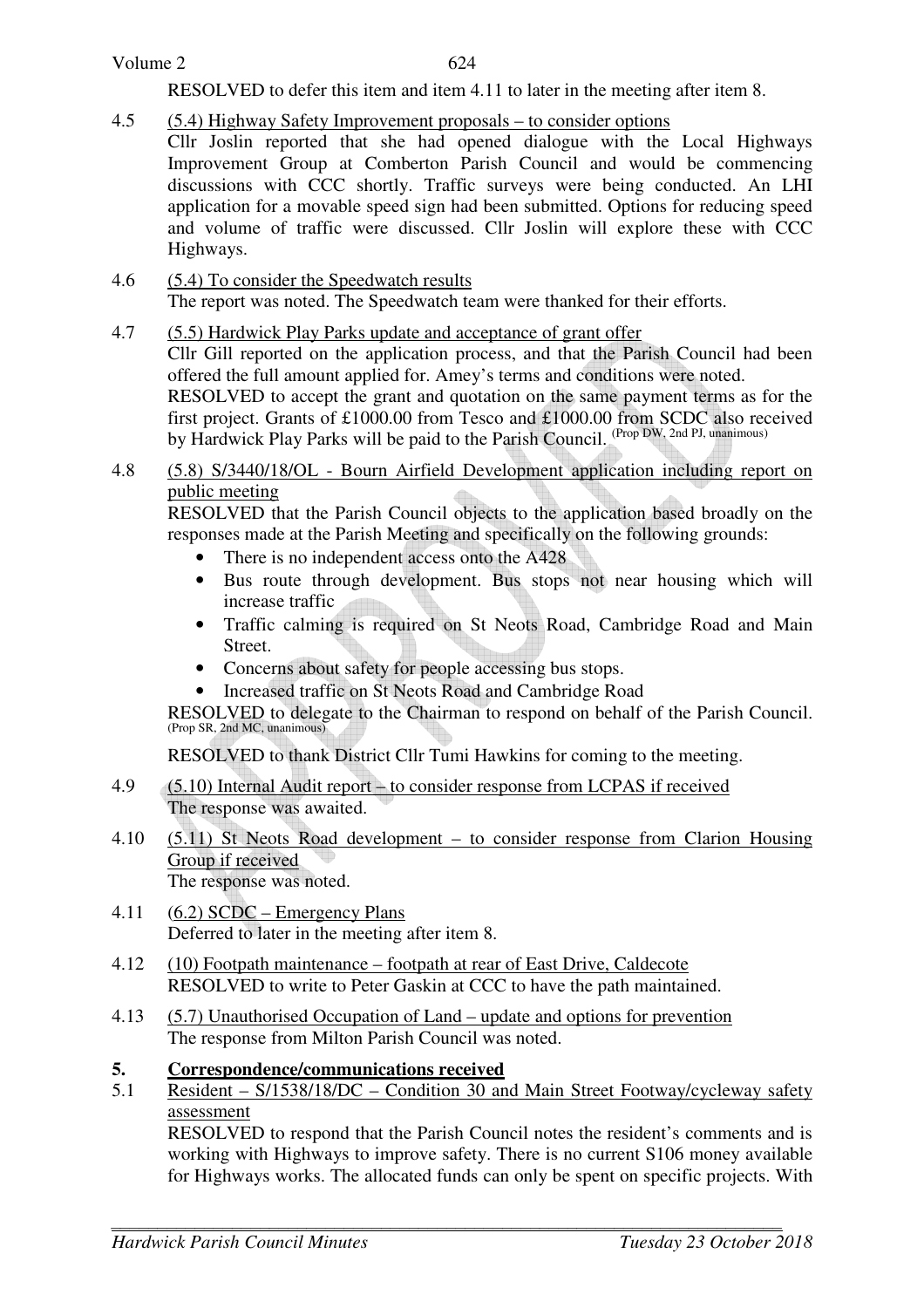RESOLVED to defer this item and item 4.11 to later in the meeting after item 8.

4.5 (5.4) Highway Safety Improvement proposals – to consider options
Cllr Joslin reported that she had opened dialogue with the Local Highways Improvement Group at Comberton Parish Council and would be commencing discussions with CCC shortly. Traffic surveys were being conducted. An LHI application for a movable speed sign had been submitted. Options for reducing speed and volume of traffic were discussed. Cllr Joslin will explore these with CCC Highways.

4.6 (5.4) To consider the Speedwatch results
The report was noted. The Speedwatch team were thanked for their efforts.

4.7 (5.5) Hardwick Play Parks update and acceptance of grant offer
Cllr Gill reported on the application process, and that the Parish Council had been offered the full amount applied for. Amey's terms and conditions were noted.
RESOLVED to accept the grant and quotation on the same payment terms as for the first project. Grants of £1000.00 from Tesco and £1000.00 from SCDC also received by Hardwick Play Parks will be paid to the Parish Council. (Prop DW, 2nd PJ, unanimous)

4.8 (5.8) S/3440/18/OL - Bourn Airfield Development application including report on public meeting
RESOLVED that the Parish Council objects to the application based broadly on the responses made at the Parish Meeting and specifically on the following grounds:

- There is no independent access onto the A428
- Bus route through development. Bus stops not near housing which will increase traffic
- Traffic calming is required on St Neots Road, Cambridge Road and Main Street.
- Concerns about safety for people accessing bus stops.
- Increased traffic on St Neots Road and Cambridge Road

RESOLVED to delegate to the Chairman to respond on behalf of the Parish Council. (Prop SR, 2nd MC, unanimous)

RESOLVED to thank District Cllr Tumi Hawkins for coming to the meeting.

4.9 (5.10) Internal Audit report – to consider response from LCPAS if received
The response was awaited.

4.10 (5.11) St Neots Road development – to consider response from Clarion Housing Group if received
The response was noted.

4.11 (6.2) SCDC – Emergency Plans
Deferred to later in the meeting after item 8.

4.12 (10) Footpath maintenance – footpath at rear of East Drive, Caldecote
RESOLVED to write to Peter Gaskin at CCC to have the path maintained.

4.13 (5.7) Unauthorised Occupation of Land – update and options for prevention
The response from Milton Parish Council was noted.

## 5. Correspondence/communications received

5.1 Resident – S/1538/18/DC – Condition 30 and Main Street Footway/cycleway safety assessment
RESOLVED to respond that the Parish Council notes the resident's comments and is working with Highways to improve safety. There is no current S106 money available for Highways works. The allocated funds can only be spent on specific projects. With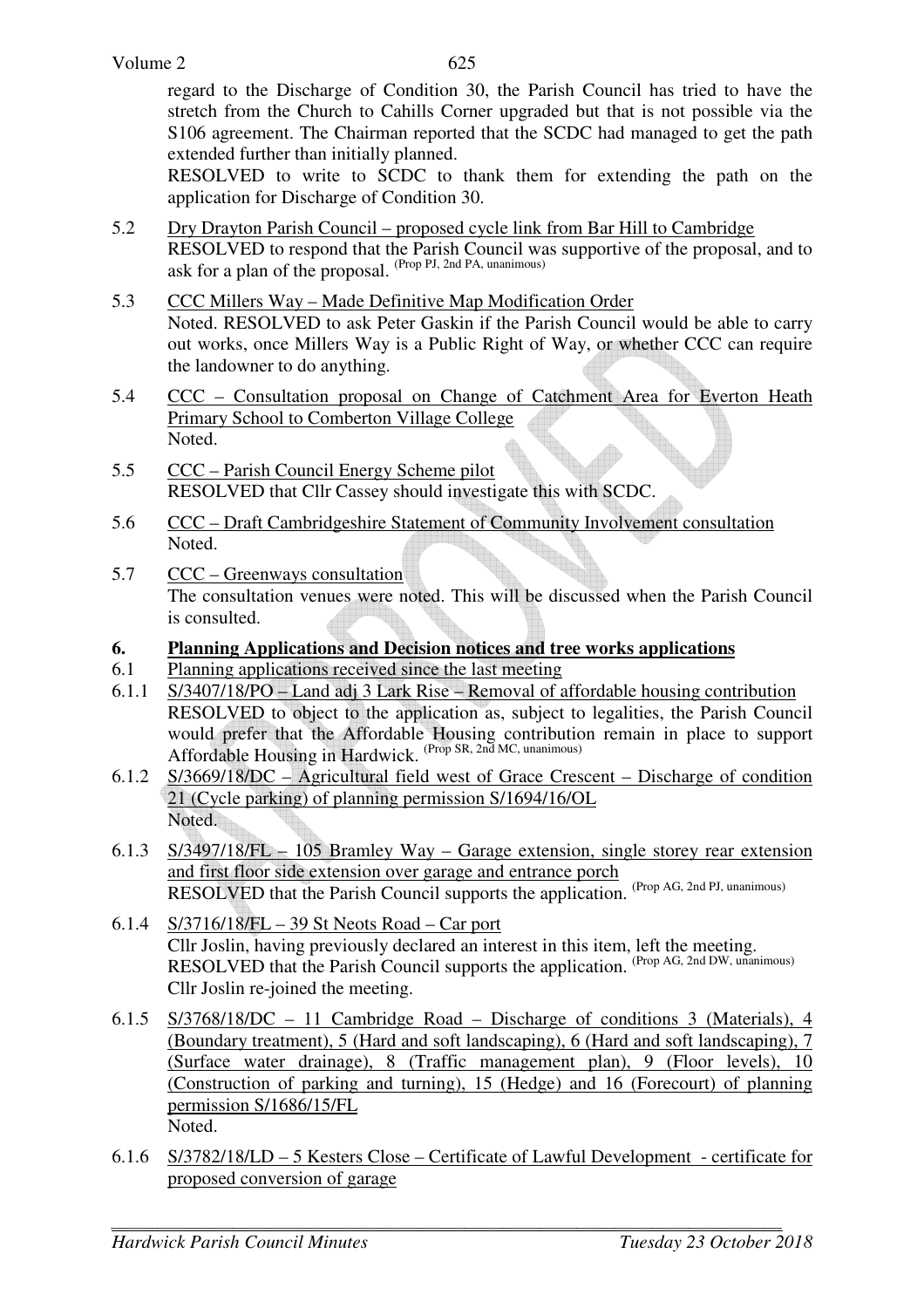regard to the Discharge of Condition 30, the Parish Council has tried to have the stretch from the Church to Cahills Corner upgraded but that is not possible via the S106 agreement. The Chairman reported that the SCDC had managed to get the path extended further than initially planned.

RESOLVED to write to SCDC to thank them for extending the path on the application for Discharge of Condition 30.

5.2 Dry Drayton Parish Council – proposed cycle link from Bar Hill to Cambridge
RESOLVED to respond that the Parish Council was supportive of the proposal, and to ask for a plan of the proposal. (Prop PJ, 2nd PA, unanimous)

5.3 CCC Millers Way – Made Definitive Map Modification Order
Noted. RESOLVED to ask Peter Gaskin if the Parish Council would be able to carry out works, once Millers Way is a Public Right of Way, or whether CCC can require the landowner to do anything.

5.4 CCC – Consultation proposal on Change of Catchment Area for Everton Heath Primary School to Comberton Village College
Noted.

5.5 CCC – Parish Council Energy Scheme pilot
RESOLVED that Cllr Cassey should investigate this with SCDC.

5.6 CCC – Draft Cambridgeshire Statement of Community Involvement consultation
Noted.

5.7 CCC – Greenways consultation
The consultation venues were noted. This will be discussed when the Parish Council is consulted.

## 6. Planning Applications and Decision notices and tree works applications

6.1 Planning applications received since the last meeting

6.1.1 S/3407/18/PO – Land adj 3 Lark Rise – Removal of affordable housing contribution
RESOLVED to object to the application as, subject to legalities, the Parish Council would prefer that the Affordable Housing contribution remain in place to support Affordable Housing in Hardwick. (Prop SR, 2nd MC, unanimous)

6.1.2 S/3669/18/DC – Agricultural field west of Grace Crescent – Discharge of condition 21 (Cycle parking) of planning permission S/1694/16/OL
Noted.

6.1.3 S/3497/18/FL – 105 Bramley Way – Garage extension, single storey rear extension and first floor side extension over garage and entrance porch
RESOLVED that the Parish Council supports the application. (Prop AG, 2nd PJ, unanimous)

6.1.4 S/3716/18/FL – 39 St Neots Road – Car port
Cllr Joslin, having previously declared an interest in this item, left the meeting.
RESOLVED that the Parish Council supports the application. (Prop AG, 2nd DW, unanimous)
Cllr Joslin re-joined the meeting.

6.1.5 S/3768/18/DC – 11 Cambridge Road – Discharge of conditions 3 (Materials), 4 (Boundary treatment), 5 (Hard and soft landscaping), 6 (Hard and soft landscaping), 7 (Surface water drainage), 8 (Traffic management plan), 9 (Floor levels), 10 (Construction of parking and turning), 15 (Hedge) and 16 (Forecourt) of planning permission S/1686/15/FL
Noted.

6.1.6 S/3782/18/LD – 5 Kesters Close – Certificate of Lawful Development - certificate for proposed conversion of garage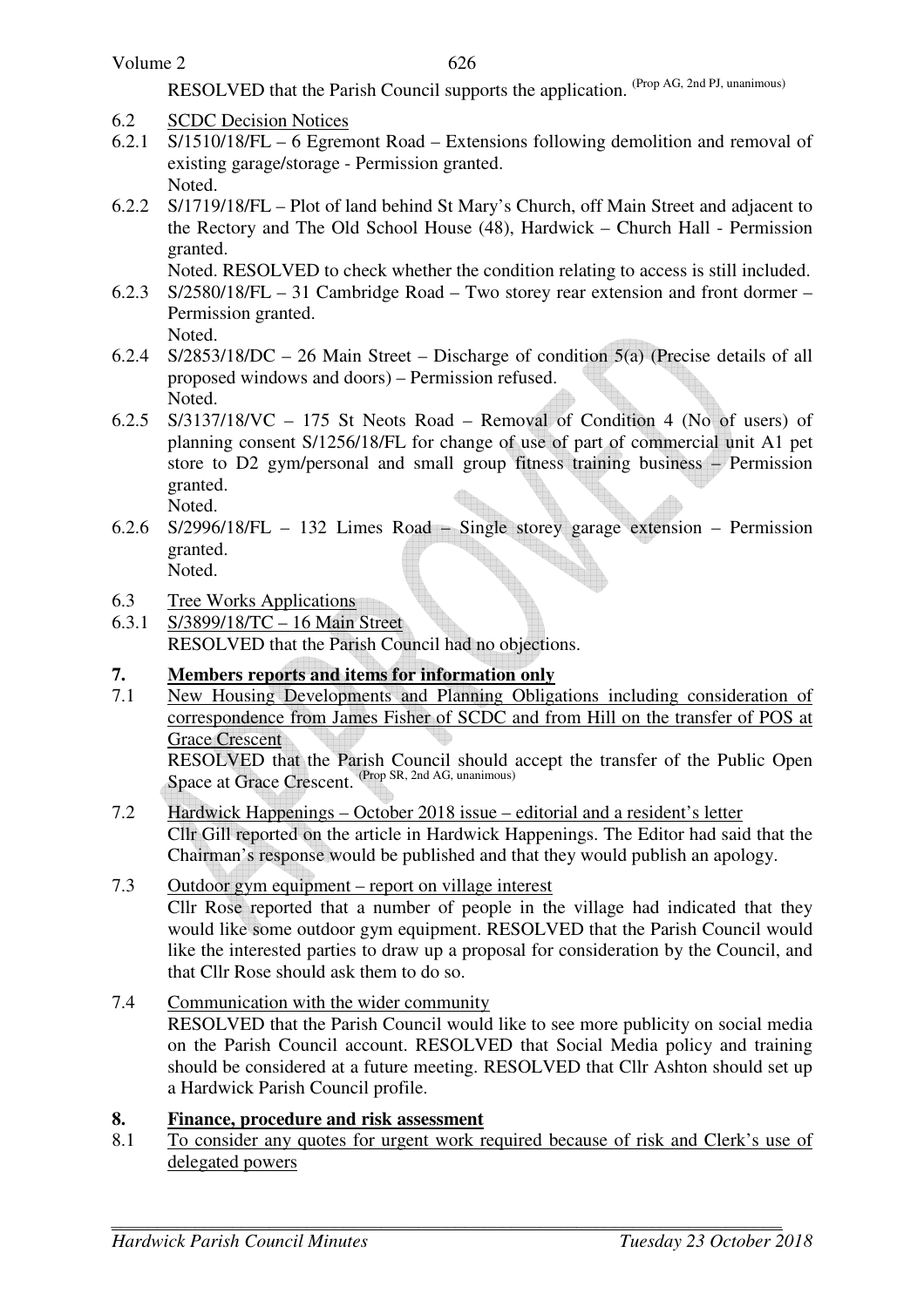RESOLVED that the Parish Council supports the application. (Prop AG, 2nd PJ, unanimous)

6.2 SCDC Decision Notices

6.2.1 S/1510/18/FL – 6 Egremont Road – Extensions following demolition and removal of existing garage/storage - Permission granted.
Noted.

6.2.2 S/1719/18/FL – Plot of land behind St Mary's Church, off Main Street and adjacent to the Rectory and The Old School House (48), Hardwick – Church Hall - Permission granted.
Noted. RESOLVED to check whether the condition relating to access is still included.

6.2.3 S/2580/18/FL – 31 Cambridge Road – Two storey rear extension and front dormer – Permission granted.
Noted.

6.2.4 S/2853/18/DC – 26 Main Street – Discharge of condition 5(a) (Precise details of all proposed windows and doors) – Permission refused.
Noted.

6.2.5 S/3137/18/VC – 175 St Neots Road – Removal of Condition 4 (No of users) of planning consent S/1256/18/FL for change of use of part of commercial unit A1 pet store to D2 gym/personal and small group fitness training business – Permission granted.
Noted.

6.2.6 S/2996/18/FL – 132 Limes Road – Single storey garage extension – Permission granted.
Noted.

6.3 Tree Works Applications

6.3.1 S/3899/18/TC – 16 Main Street
RESOLVED that the Parish Council had no objections.

## 7. Members reports and items for information only

7.1 New Housing Developments and Planning Obligations including consideration of correspondence from James Fisher of SCDC and from Hill on the transfer of POS at Grace Crescent
RESOLVED that the Parish Council should accept the transfer of the Public Open Space at Grace Crescent. (Prop SR, 2nd AG, unanimous)

7.2 Hardwick Happenings – October 2018 issue – editorial and a resident's letter
Cllr Gill reported on the article in Hardwick Happenings. The Editor had said that the Chairman's response would be published and that they would publish an apology.

7.3 Outdoor gym equipment – report on village interest
Cllr Rose reported that a number of people in the village had indicated that they would like some outdoor gym equipment. RESOLVED that the Parish Council would like the interested parties to draw up a proposal for consideration by the Council, and that Cllr Rose should ask them to do so.

7.4 Communication with the wider community
RESOLVED that the Parish Council would like to see more publicity on social media on the Parish Council account. RESOLVED that Social Media policy and training should be considered at a future meeting. RESOLVED that Cllr Ashton should set up a Hardwick Parish Council profile.

## 8. Finance, procedure and risk assessment

8.1 To consider any quotes for urgent work required because of risk and Clerk's use of delegated powers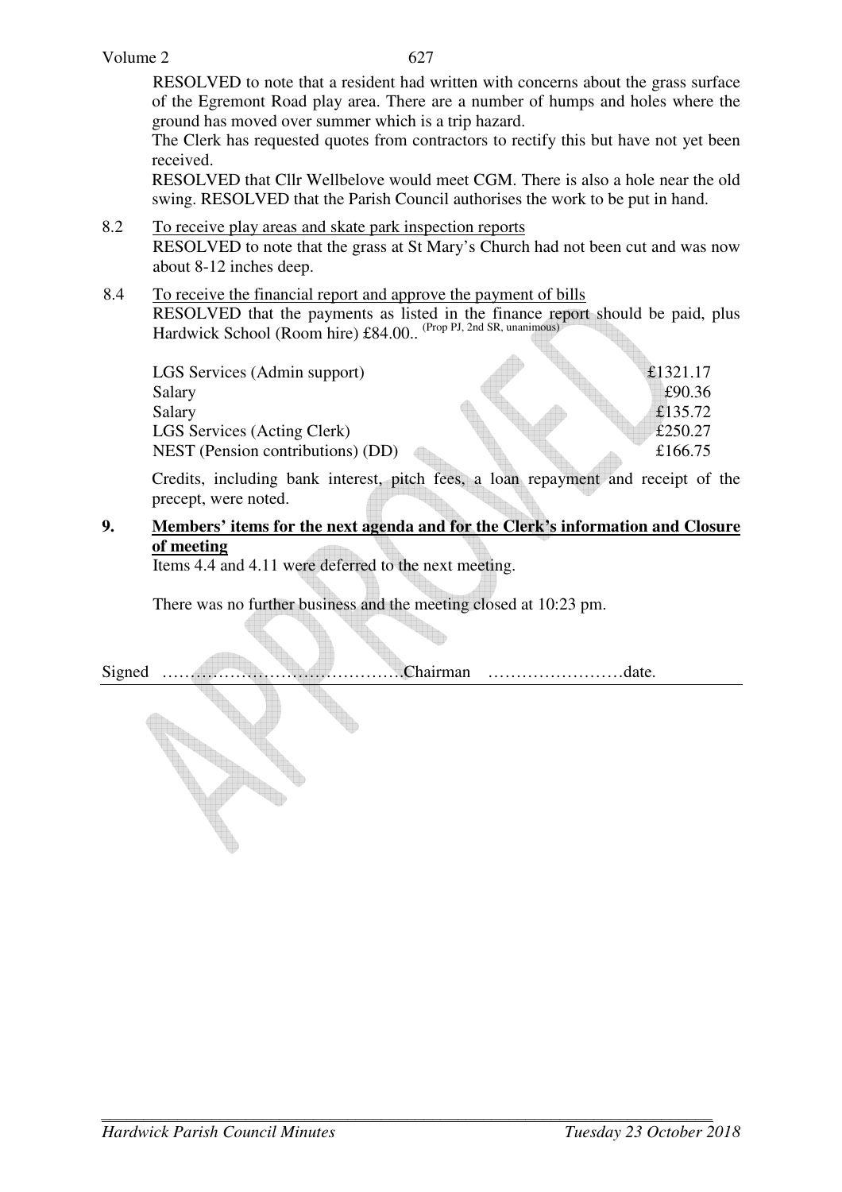RESOLVED to note that a resident had written with concerns about the grass surface of the Egremont Road play area. There are a number of humps and holes where the ground has moved over summer which is a trip hazard.

The Clerk has requested quotes from contractors to rectify this but have not yet been received.

RESOLVED that Cllr Wellbelove would meet CGM. There is also a hole near the old swing. RESOLVED that the Parish Council authorises the work to be put in hand.

8.2 To receive play areas and skate park inspection reports

RESOLVED to note that the grass at St Mary's Church had not been cut and was now about 8-12 inches deep.

8.4 To receive the financial report and approve the payment of bills

RESOLVED that the payments as listed in the finance report should be paid, plus Hardwick School (Room hire) £84.00.. (Prop PJ, 2nd SR, unanimous)

| | |
|---|---|
| LGS Services (Admin support) | £1321.17 |
| Salary | £90.36 |
| Salary | £135.72 |
| LGS Services (Acting Clerk) | £250.27 |
| NEST (Pension contributions) (DD) | £166.75 |

Credits, including bank interest, pitch fees, a loan repayment and receipt of the precept, were noted.

## 9. Members' items for the next agenda and for the Clerk's information and Closure of meeting

Items 4.4 and 4.11 were deferred to the next meeting.

There was no further business and the meeting closed at 10:23 pm.

Signed …………………………………….Chairman ……………………date.